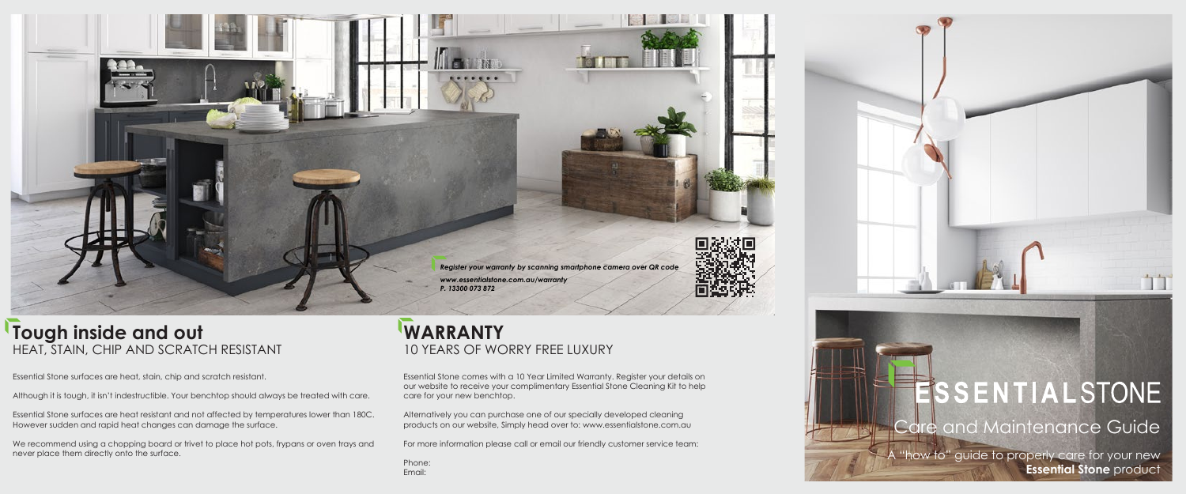*Register your warranty by scanning smartphone camera over QR code*

*www.essentialstone.com.au/warranty*

*P. 13300 073 872*

## Tough inside and out

### HEAT, STAIN, CHIP AND SCRATCH RESISTANT

Essential Stone surfaces are heat, stain, chip and scratch resistant.

Although it is tough, it isn't indestructible. Your benchtop should always be treated with care.

Essential Stone surfaces are heat resistant and not affected by temperatures lower than 180C. However sudden and rapid heat changes can damage the surface.

We recommend using a chopping board or trivet to place hot pots, frypans or oven trays and never place them directly onto the surface.

## WARRANTY

### 10 YEARS OF WORRY FREE LUXURY

Essential Stone comes with a 10 Year Limited Warranty. Register your details on our website to receive your complimentary Essential Stone Cleaning Kit to help care for your new benchtop.

Alternatively you can purchase one of our specially developed cleaning products on our website, Simply head over to: www.essentialstone.com.au

For more information please call or email our friendly customer service team:

Phone:
Email:

# ESSENTIALSTONE

## Care and Maintenance Guide

A "how to" guide to properly care for your new **Essential Stone** product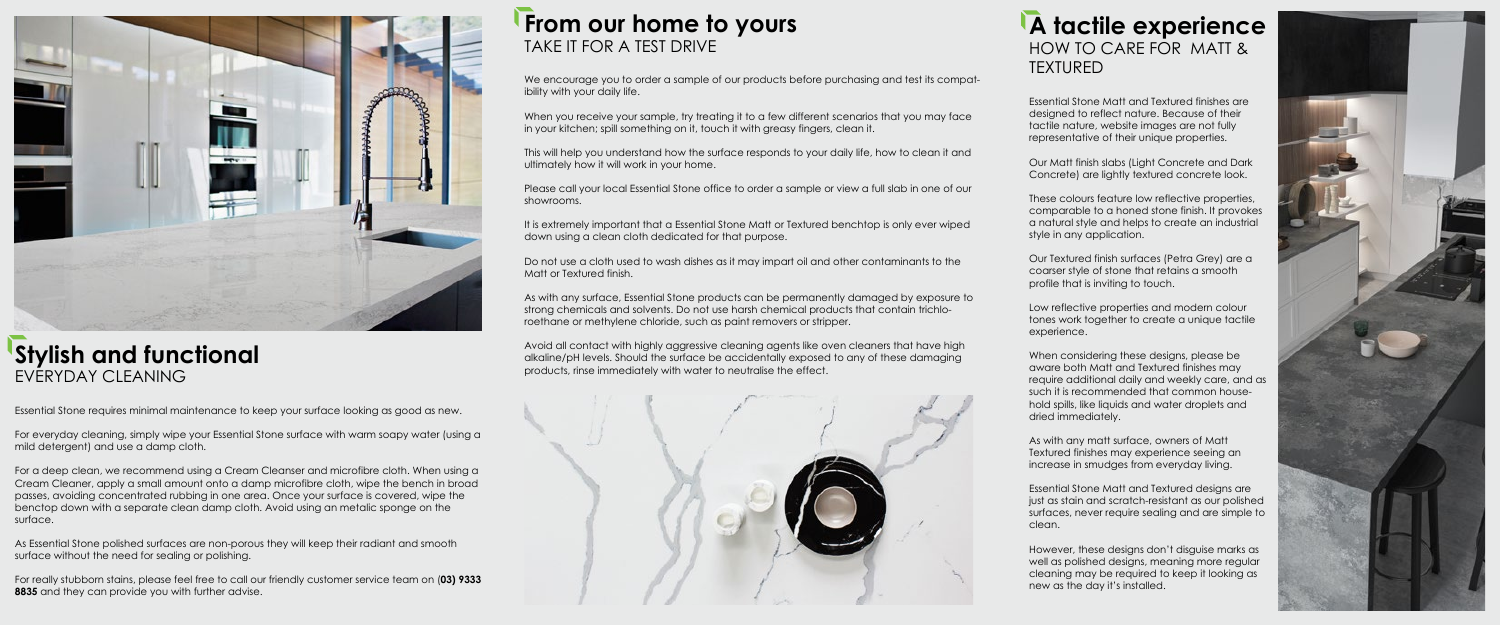## Stylish and functional
EVERYDAY CLEANING

Essential Stone requires minimal maintenance to keep your surface looking as good as new.

For everyday cleaning, simply wipe your Essential Stone surface with warm soapy water (using a mild detergent) and use a damp cloth.

For a deep clean, we recommend using a Cream Cleanser and microfibre cloth. When using a Cream Cleaner, apply a small amount onto a damp microfibre cloth, wipe the bench in broad passes, avoiding concentrated rubbing in one area. Once your surface is covered, wipe the benctop down with a separate clean damp cloth. Avoid using an metalic sponge on the surface.

As Essential Stone polished surfaces are non-porous they will keep their radiant and smooth surface without the need for sealing or polishing.

For really stubborn stains, please feel free to call our friendly customer service team on (**03) 9333 8835** and they can provide you with further advise.

## From our home to yours
TAKE IT FOR A TEST DRIVE

We encourage you to order a sample of our products before purchasing and test its compatibility with your daily life.

When you receive your sample, try treating it to a few different scenarios that you may face in your kitchen; spill something on it, touch it with greasy fingers, clean it.

This will help you understand how the surface responds to your daily life, how to clean it and ultimately how it will work in your home.

Please call your local Essential Stone office to order a sample or view a full slab in one of our showrooms.

It is extremely important that a Essential Stone Matt or Textured benchtop is only ever wiped down using a clean cloth dedicated for that purpose.

Do not use a cloth used to wash dishes as it may impart oil and other contaminants to the Matt or Textured finish.

As with any surface, Essential Stone products can be permanently damaged by exposure to strong chemicals and solvents. Do not use harsh chemical products that contain trichloroethane or methylene chloride, such as paint removers or stripper.

Avoid all contact with highly aggressive cleaning agents like oven cleaners that have high alkaline/pH levels. Should the surface be accidentally exposed to any of these damaging products, rinse immediately with water to neutralise the effect.

## A tactile experience
HOW TO CARE FOR MATT & TEXTURED

Essential Stone Matt and Textured finishes are designed to reflect nature. Because of their tactile nature, website images are not fully representative of their unique properties.

Our Matt finish slabs (Light Concrete and Dark Concrete) are lightly textured concrete look.

These colours feature low reflective properties, comparable to a honed stone finish. It provokes a natural style and helps to create an industrial style in any application.

Our Textured finish surfaces (Petra Grey) are a coarser style of stone that retains a smooth profile that is inviting to touch.

Low reflective properties and modern colour tones work together to create a unique tactile experience.

When considering these designs, please be aware both Matt and Textured finishes may require additional daily and weekly care, and as such it is recommended that common household spills, like liquids and water droplets and dried immediately.

As with any matt surface, owners of Matt Textured finishes may experience seeing an increase in smudges from everyday living.

Essential Stone Matt and Textured designs are just as stain and scratch-resistant as our polished surfaces, never require sealing and are simple to clean.

However, these designs don't disguise marks as well as polished designs, meaning more regular cleaning may be required to keep it looking as new as the day it's installed.